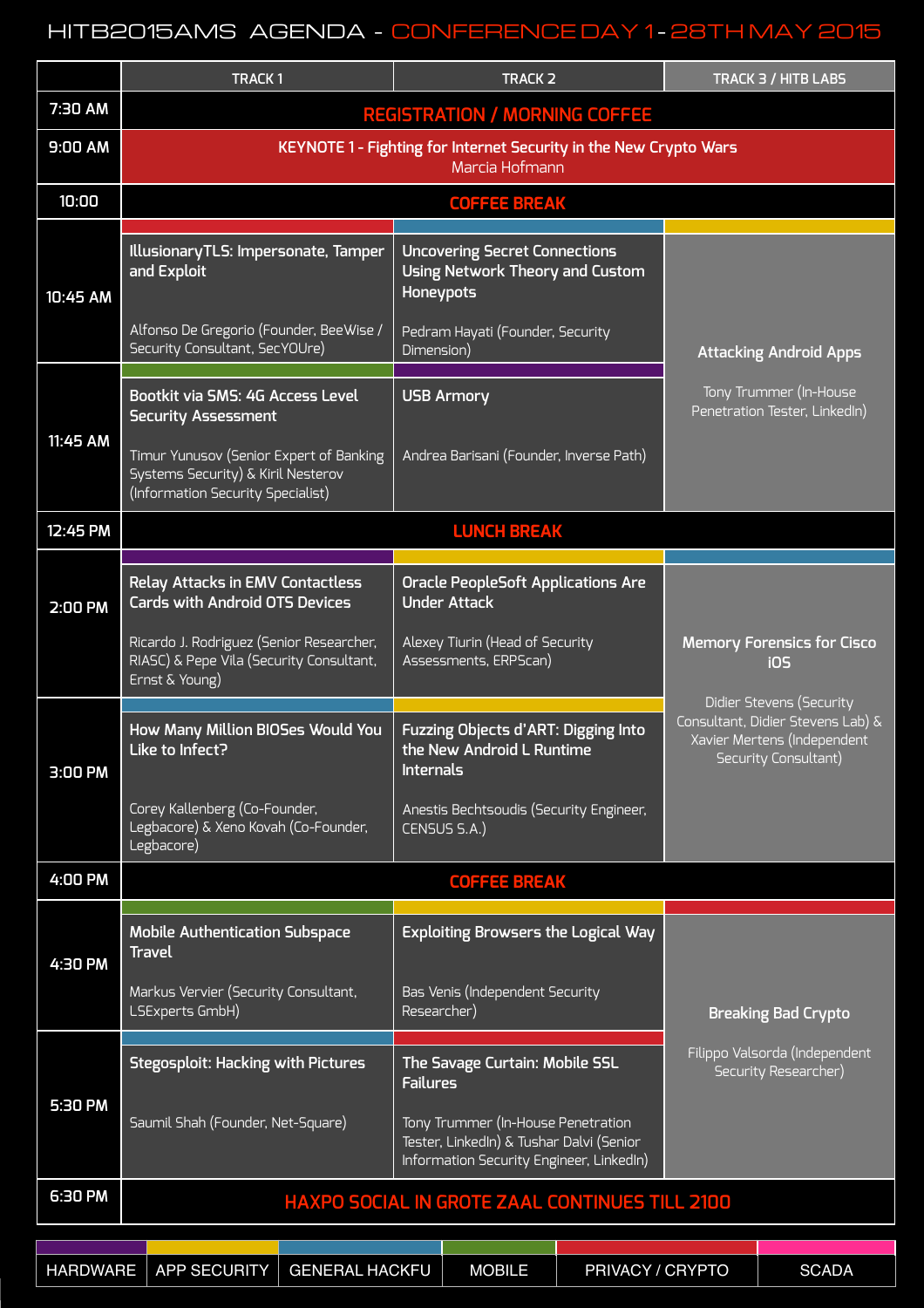# HITB2015AMS AGENDA - CONFERENCE DAY 1 - 28TH MAY 2015

| | TRACK 1 | TRACK 2 | TRACK 3 / HITB LABS |
|---|---|---|---|
| 7:30 AM | REGISTRATION / MORNING COFFEE | | |
| 9:00 AM | KEYNOTE 1 - Fighting for Internet Security in the New Crypto Wars<br>Marcia Hofmann | | |
| 10:00 | COFFEE BREAK | | |
| 10:45 AM | **IllusionaryTLS: Impersonate, Tamper and Exploit**<br>Alfonso De Gregorio (Founder, BeeWise / Security Consultant, SecYOUre) | **Uncovering Secret Connections Using Network Theory and Custom Honeypots**<br>Pedram Hayati (Founder, Security Dimension) | **Attacking Android Apps**<br>Tony Trummer (In-House Penetration Tester, LinkedIn) |
| 11:45 AM | **Bootkit via SMS: 4G Access Level Security Assessment**<br>Timur Yunusov (Senior Expert of Banking Systems Security) & Kiril Nesterov (Information Security Specialist) | **USB Armory**<br>Andrea Barisani (Founder, Inverse Path) | |
| 12:45 PM | LUNCH BREAK | | |
| 2:00 PM | **Relay Attacks in EMV Contactless Cards with Android OTS Devices**<br>Ricardo J. Rodriguez (Senior Researcher, RIASC) & Pepe Vila (Security Consultant, Ernst & Young) | **Oracle PeopleSoft Applications Are Under Attack**<br>Alexey Tiurin (Head of Security Assessments, ERPScan) | **Memory Forensics for Cisco iOS**<br>Didier Stevens (Security Consultant, Didier Stevens Lab) & Xavier Mertens (Independent Security Consultant) |
| 3:00 PM | **How Many Million BIOSes Would You Like to Infect?**<br>Corey Kallenberg (Co-Founder, Legbacore) & Xeno Kovah (Co-Founder, Legbacore) | **Fuzzing Objects d'ART: Digging Into the New Android L Runtime Internals**<br>Anestis Bechtsoudis (Security Engineer, CENSUS S.A.) | |
| 4:00 PM | COFFEE BREAK | | |
| 4:30 PM | **Mobile Authentication Subspace Travel**<br>Markus Vervier (Security Consultant, LSExperts GmbH) | **Exploiting Browsers the Logical Way**<br>Bas Venis (Independent Security Researcher) | **Breaking Bad Crypto**<br>Filippo Valsorda (Independent Security Researcher) |
| 5:30 PM | **Stegosploit: Hacking with Pictures**<br>Saumil Shah (Founder, Net-Square) | **The Savage Curtain: Mobile SSL Failures**<br>Tony Trummer (In-House Penetration Tester, LinkedIn) & Tushar Dalvi (Senior Information Security Engineer, LinkedIn) | |
| 6:30 PM | HAXPO SOCIAL IN GROTE ZAAL CONTINUES TILL 2100 | | |

| HARDWARE | APP SECURITY | GENERAL HACKFU | MOBILE | PRIVACY / CRYPTO | SCADA |
|---|---|---|---|---|---|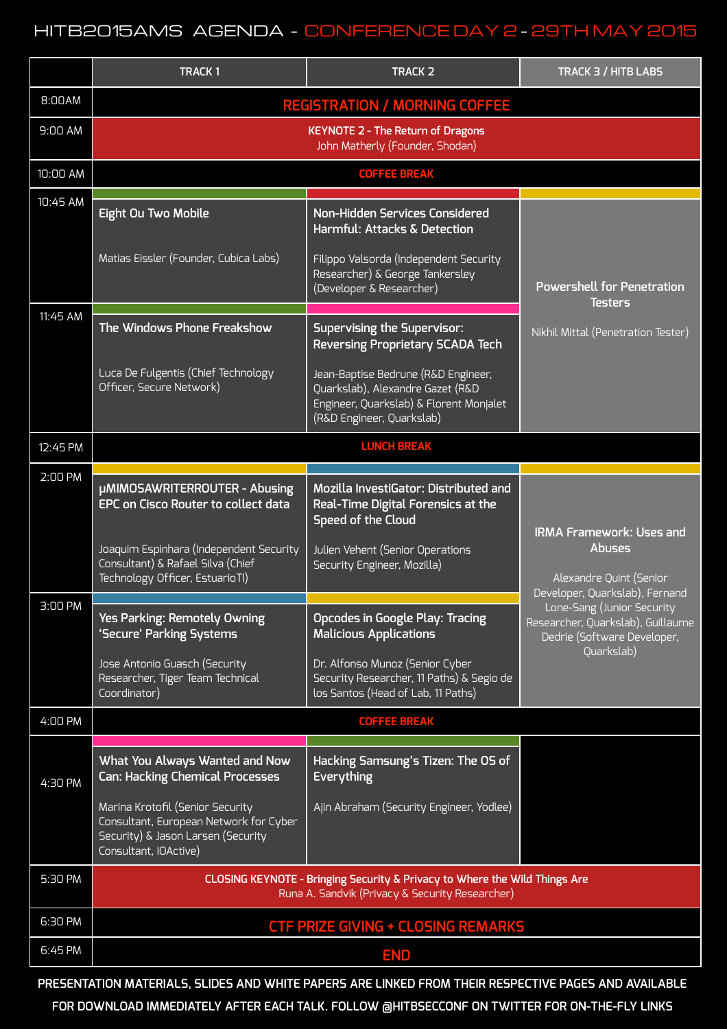# HITB2015AMS AGENDA - CONFERENCE DAY 2 - 29TH MAY 2015

| | TRACK 1 | TRACK 2 | TRACK 3 / HITB LABS |
|---|---|---|---|
| 8:00AM | REGISTRATION / MORNING COFFEE | | |
| 9:00 AM | **KEYNOTE 2 - The Return of Dragons** John Matherly (Founder, Shodan) | | |
| 10:00 AM | COFFEE BREAK | | |
| 10:45 AM | **Eight Ou Two Mobile** Matias Eissler (Founder, Cubica Labs) | **Non-Hidden Services Considered Harmful: Attacks & Detection** Filippo Valsorda (Independent Security Researcher) & George Tankersley (Developer & Researcher) | **Powershell for Penetration Testers** Nikhil Mittal (Penetration Tester) |
| 11:45 AM | **The Windows Phone Freakshow** Luca De Fulgentis (Chief Technology Officer, Secure Network) | **Supervising the Supervisor: Reversing Proprietary SCADA Tech** Jean-Baptise Bedrune (R&D Engineer, Quarkslab), Alexandre Gazet (R&D Engineer, Quarkslab) & Florent Monjalet (R&D Engineer, Quarkslab) | |
| 12:45 PM | LUNCH BREAK | | |
| 2:00 PM | **µMIMOSAWRITERROUTER - Abusing EPC on Cisco Router to collect data** Joaquim Espinhara (Independent Security Consultant) & Rafael Silva (Chief Technology Officer, EstuarioTI) | **Mozilla InvestiGator: Distributed and Real-Time Digital Forensics at the Speed of the Cloud** Julien Vehent (Senior Operations Security Engineer, Mozilla) | **IRMA Framework: Uses and Abuses** Alexandre Quint (Senior Developer, Quarkslab), Fernand Lone-Sang (Junior Security Researcher, Quarkslab), Guillaume Dedrie (Software Developer, Quarkslab) |
| 3:00 PM | **Yes Parking: Remotely Owning 'Secure' Parking Systems** Jose Antonio Guasch (Security Researcher, Tiger Team Technical Coordinator) | **Opcodes in Google Play: Tracing Malicious Applications** Dr. Alfonso Munoz (Senior Cyber Security Researcher, 11 Paths) & Segio de los Santos (Head of Lab, 11 Paths) | |
| 4:00 PM | COFFEE BREAK | | |
| 4:30 PM | **What You Always Wanted and Now Can: Hacking Chemical Processes** Marina Krotofil (Senior Security Consultant, European Network for Cyber Security) & Jason Larsen (Security Consultant, IOActive) | **Hacking Samsung's Tizen: The OS of Everything** Ajin Abraham (Security Engineer, Yodlee) | |
| 5:30 PM | **CLOSING KEYNOTE - Bringing Security & Privacy to Where the Wild Things Are** Runa A. Sandvik (Privacy & Security Researcher) | | |
| 6:30 PM | CTF PRIZE GIVING + CLOSING REMARKS | | |
| 6:45 PM | END | | |

**PRESENTATION MATERIALS, SLIDES AND WHITE PAPERS ARE LINKED FROM THEIR RESPECTIVE PAGES AND AVAILABLE FOR DOWNLOAD IMMEDIATELY AFTER EACH TALK. FOLLOW @HITBSECCONF ON TWITTER FOR ON-THE-FLY LINKS**